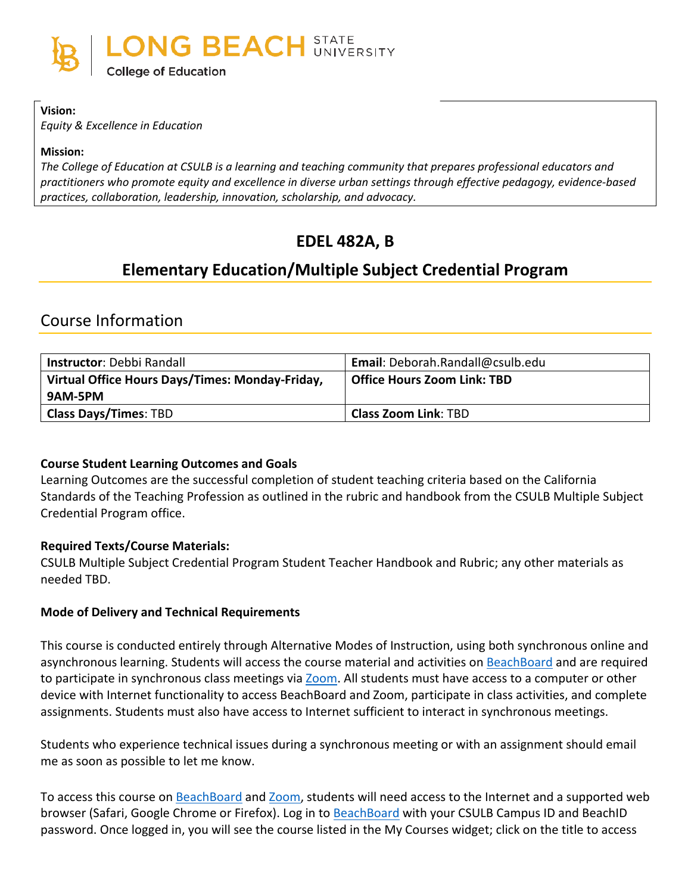LONG BEACH STATE UNIVERSITY
College of Education

**Vision:**
*Equity & Excellence in Education*

**Mission:**
*The College of Education at CSULB is a learning and teaching community that prepares professional educators and practitioners who promote equity and excellence in diverse urban settings through effective pedagogy, evidence-based practices, collaboration, leadership, innovation, scholarship, and advocacy.*

# EDEL 482A, B

## Elementary Education/Multiple Subject Credential Program

## Course Information

| **Instructor**: Debbi Randall | **Email**: Deborah.Randall@csulb.edu |
|---|---|
| **Virtual Office Hours Days/Times: Monday-Friday, 9AM-5PM** | **Office Hours Zoom Link: TBD** |
| **Class Days/Times**: TBD | **Class Zoom Link**: TBD |

**Course Student Learning Outcomes and Goals**
Learning Outcomes are the successful completion of student teaching criteria based on the California Standards of the Teaching Profession as outlined in the rubric and handbook from the CSULB Multiple Subject Credential Program office.

**Required Texts/Course Materials:**
CSULB Multiple Subject Credential Program Student Teacher Handbook and Rubric; any other materials as needed TBD.

**Mode of Delivery and Technical Requirements**

This course is conducted entirely through Alternative Modes of Instruction, using both synchronous online and asynchronous learning. Students will access the course material and activities on BeachBoard and are required to participate in synchronous class meetings via Zoom. All students must have access to a computer or other device with Internet functionality to access BeachBoard and Zoom, participate in class activities, and complete assignments. Students must also have access to Internet sufficient to interact in synchronous meetings.

Students who experience technical issues during a synchronous meeting or with an assignment should email me as soon as possible to let me know.

To access this course on BeachBoard and Zoom, students will need access to the Internet and a supported web browser (Safari, Google Chrome or Firefox). Log in to BeachBoard with your CSULB Campus ID and BeachID password. Once logged in, you will see the course listed in the My Courses widget; click on the title to access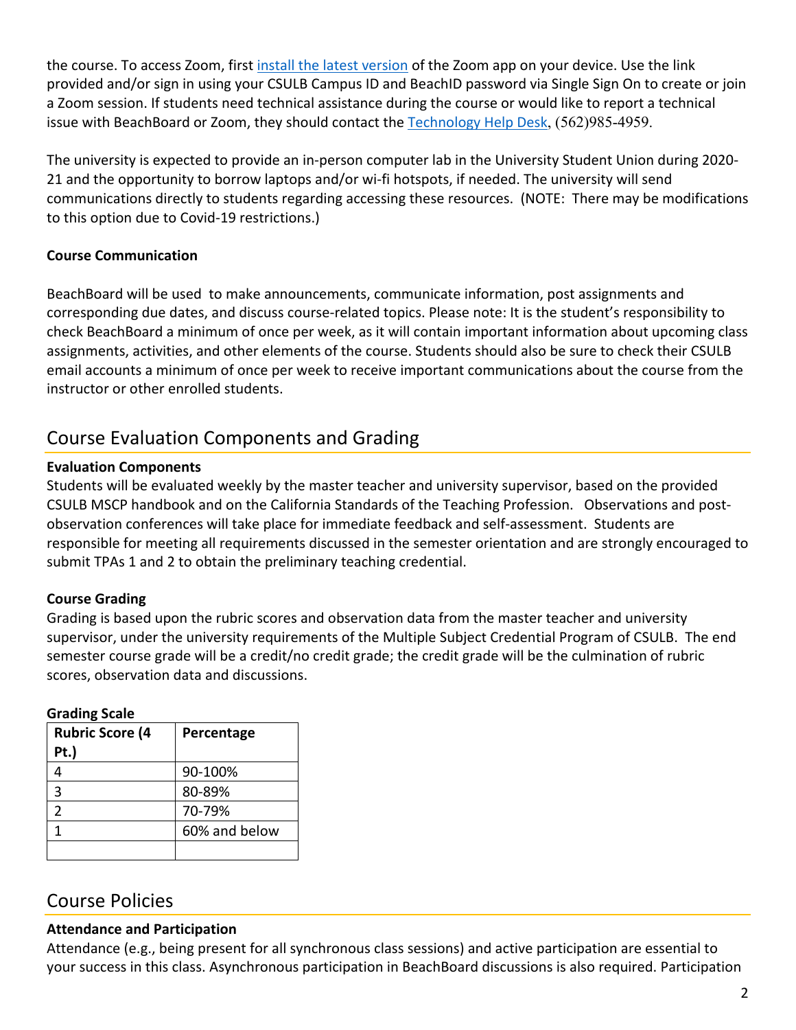the course. To access Zoom, first install the latest version of the Zoom app on your device. Use the link provided and/or sign in using your CSULB Campus ID and BeachID password via Single Sign On to create or join a Zoom session. If students need technical assistance during the course or would like to report a technical issue with BeachBoard or Zoom, they should contact the Technology Help Desk, (562)985-4959.

The university is expected to provide an in-person computer lab in the University Student Union during 2020-21 and the opportunity to borrow laptops and/or wi-fi hotspots, if needed. The university will send communications directly to students regarding accessing these resources. (NOTE: There may be modifications to this option due to Covid-19 restrictions.)

**Course Communication**

BeachBoard will be used to make announcements, communicate information, post assignments and corresponding due dates, and discuss course-related topics. Please note: It is the student's responsibility to check BeachBoard a minimum of once per week, as it will contain important information about upcoming class assignments, activities, and other elements of the course. Students should also be sure to check their CSULB email accounts a minimum of once per week to receive important communications about the course from the instructor or other enrolled students.

## Course Evaluation Components and Grading

**Evaluation Components**

Students will be evaluated weekly by the master teacher and university supervisor, based on the provided CSULB MSCP handbook and on the California Standards of the Teaching Profession. Observations and post-observation conferences will take place for immediate feedback and self-assessment. Students are responsible for meeting all requirements discussed in the semester orientation and are strongly encouraged to submit TPAs 1 and 2 to obtain the preliminary teaching credential.

**Course Grading**

Grading is based upon the rubric scores and observation data from the master teacher and university supervisor, under the university requirements of the Multiple Subject Credential Program of CSULB. The end semester course grade will be a credit/no credit grade; the credit grade will be the culmination of rubric scores, observation data and discussions.

**Grading Scale**

| Rubric Score (4 Pt.) | Percentage |
|---|---|
| 4 | 90-100% |
| 3 | 80-89% |
| 2 | 70-79% |
| 1 | 60% and below |
| | |

## Course Policies

**Attendance and Participation**

Attendance (e.g., being present for all synchronous class sessions) and active participation are essential to your success in this class. Asynchronous participation in BeachBoard discussions is also required. Participation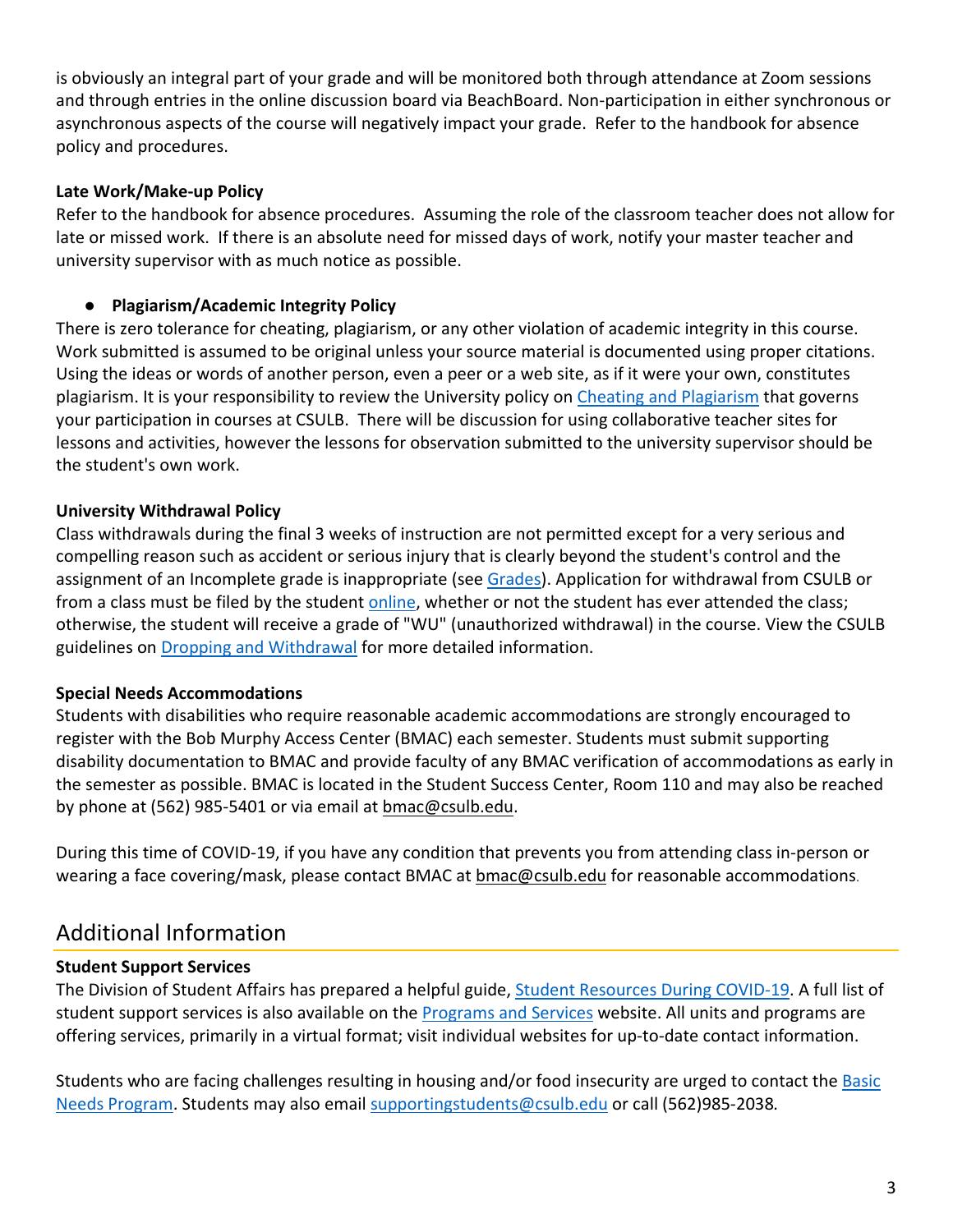is obviously an integral part of your grade and will be monitored both through attendance at Zoom sessions and through entries in the online discussion board via BeachBoard. Non-participation in either synchronous or asynchronous aspects of the course will negatively impact your grade. Refer to the handbook for absence policy and procedures.

**Late Work/Make-up Policy**

Refer to the handbook for absence procedures. Assuming the role of the classroom teacher does not allow for late or missed work. If there is an absolute need for missed days of work, notify your master teacher and university supervisor with as much notice as possible.

- **Plagiarism/Academic Integrity Policy**

There is zero tolerance for cheating, plagiarism, or any other violation of academic integrity in this course. Work submitted is assumed to be original unless your source material is documented using proper citations. Using the ideas or words of another person, even a peer or a web site, as if it were your own, constitutes plagiarism. It is your responsibility to review the University policy on Cheating and Plagiarism that governs your participation in courses at CSULB. There will be discussion for using collaborative teacher sites for lessons and activities, however the lessons for observation submitted to the university supervisor should be the student's own work.

**University Withdrawal Policy**

Class withdrawals during the final 3 weeks of instruction are not permitted except for a very serious and compelling reason such as accident or serious injury that is clearly beyond the student's control and the assignment of an Incomplete grade is inappropriate (see Grades). Application for withdrawal from CSULB or from a class must be filed by the student online, whether or not the student has ever attended the class; otherwise, the student will receive a grade of "WU" (unauthorized withdrawal) in the course. View the CSULB guidelines on Dropping and Withdrawal for more detailed information.

**Special Needs Accommodations**

Students with disabilities who require reasonable academic accommodations are strongly encouraged to register with the Bob Murphy Access Center (BMAC) each semester. Students must submit supporting disability documentation to BMAC and provide faculty of any BMAC verification of accommodations as early in the semester as possible. BMAC is located in the Student Success Center, Room 110 and may also be reached by phone at (562) 985-5401 or via email at bmac@csulb.edu.

During this time of COVID-19, if you have any condition that prevents you from attending class in-person or wearing a face covering/mask, please contact BMAC at bmac@csulb.edu for reasonable accommodations.

## Additional Information

**Student Support Services**

The Division of Student Affairs has prepared a helpful guide, Student Resources During COVID-19. A full list of student support services is also available on the Programs and Services website. All units and programs are offering services, primarily in a virtual format; visit individual websites for up-to-date contact information.

Students who are facing challenges resulting in housing and/or food insecurity are urged to contact the Basic Needs Program. Students may also email supportingstudents@csulb.edu or call (562)985-2038.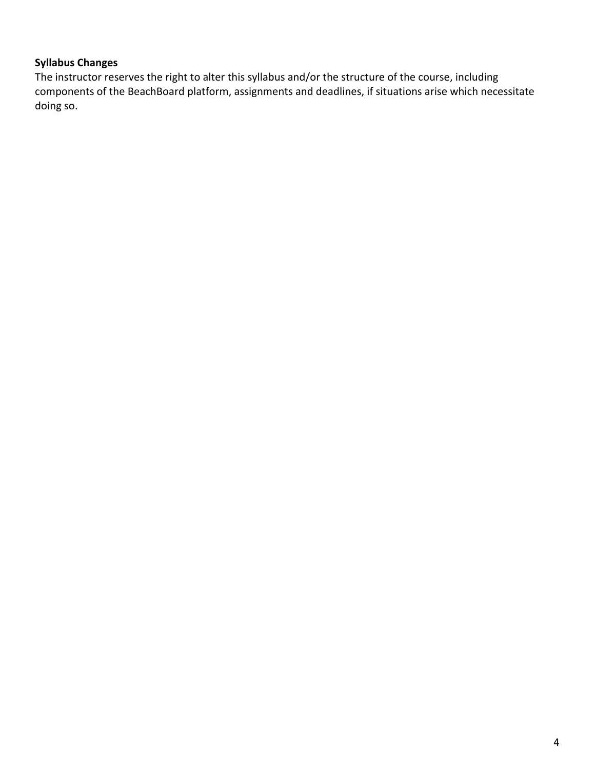**Syllabus Changes**

The instructor reserves the right to alter this syllabus and/or the structure of the course, including components of the BeachBoard platform, assignments and deadlines, if situations arise which necessitate doing so.